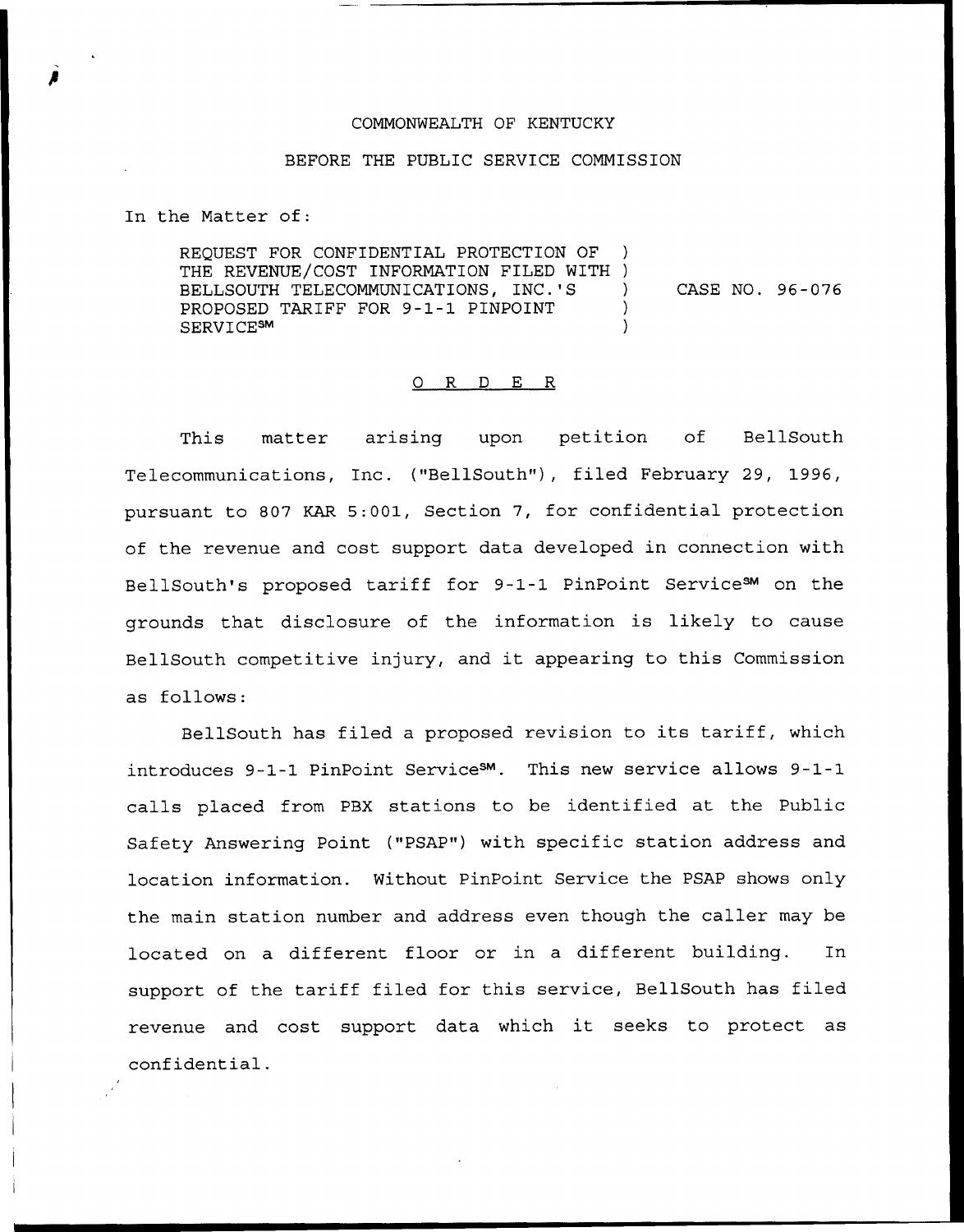COMMONWEALTH OF KENTUCKY

BEFORE THE PUBLIC SERVICE COMMISSION

In the Matter of:

| | | |
|---|---|---|
| REQUEST FOR CONFIDENTIAL PROTECTION OF THE REVENUE/COST INFORMATION FILED WITH BELLSOUTH TELECOMMUNICATIONS, INC.'S PROPOSED TARIFF FOR 9-1-1 PINPOINT SERVICE℠ | ) ) ) ) ) | CASE NO. 96-076 |

O R D E R

This matter arising upon petition of BellSouth Telecommunications, Inc. ("BellSouth"), filed February 29, 1996, pursuant to 807 KAR 5:001, Section 7, for confidential protection of the revenue and cost support data developed in connection with BellSouth's proposed tariff for 9-1-1 PinPoint Service℠ on the grounds that disclosure of the information is likely to cause BellSouth competitive injury, and it appearing to this Commission as follows:

BellSouth has filed a proposed revision to its tariff, which introduces 9-1-1 PinPoint Service℠. This new service allows 9-1-1 calls placed from PBX stations to be identified at the Public Safety Answering Point ("PSAP") with specific station address and location information. Without PinPoint Service the PSAP shows only the main station number and address even though the caller may be located on a different floor or in a different building. In support of the tariff filed for this service, BellSouth has filed revenue and cost support data which it seeks to protect as confidential.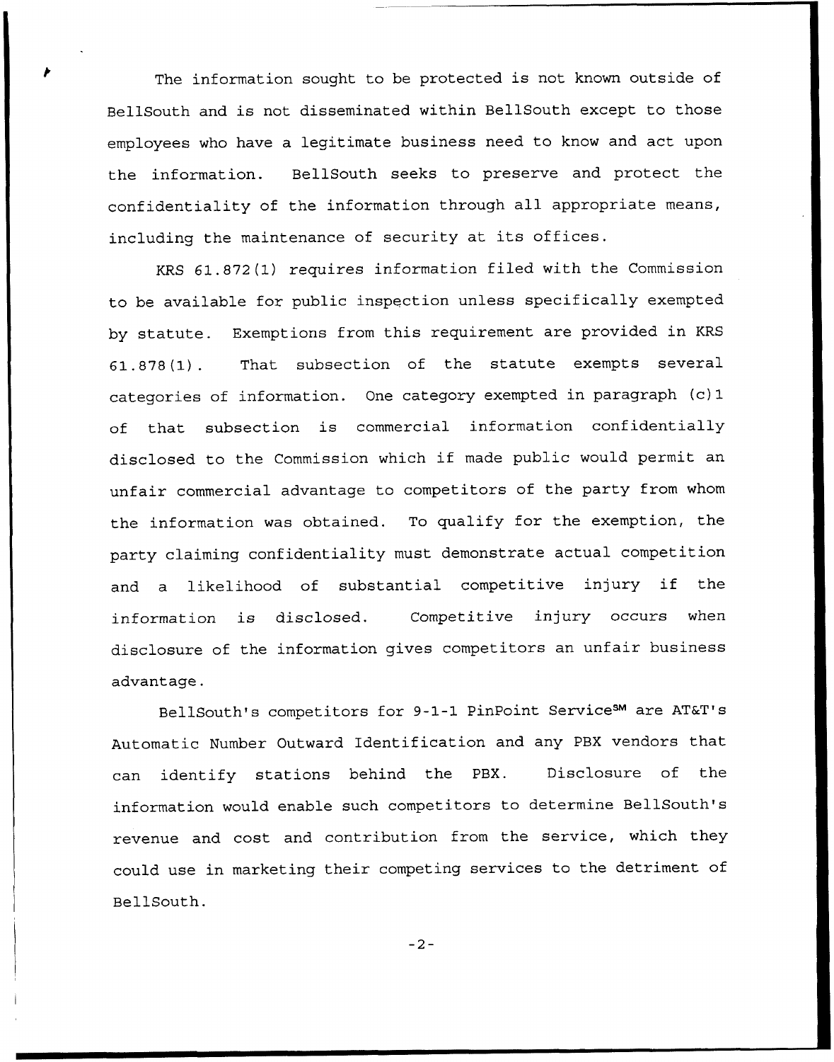The information sought to be protected is not known outside of BellSouth and is not disseminated within BellSouth except to those employees who have a legitimate business need to know and act upon the information. BellSouth seeks to preserve and protect the confidentiality of the information through all appropriate means, including the maintenance of security at its offices.

KRS 61.872(1) requires information filed with the Commission to be available for public inspection unless specifically exempted by statute. Exemptions from this requirement are provided in KRS 61.878(1). That subsection of the statute exempts several categories of information. One category exempted in paragraph (c)1 of that subsection is commercial information confidentially disclosed to the Commission which if made public would permit an unfair commercial advantage to competitors of the party from whom the information was obtained. To qualify for the exemption, the party claiming confidentiality must demonstrate actual competition and a likelihood of substantial competitive injury if the information is disclosed. Competitive injury occurs when disclosure of the information gives competitors an unfair business advantage.

BellSouth's competitors for 9-1-1 PinPoint Service℠ are AT&T's Automatic Number Outward Identification and any PBX vendors that can identify stations behind the PBX. Disclosure of the information would enable such competitors to determine BellSouth's revenue and cost and contribution from the service, which they could use in marketing their competing services to the detriment of BellSouth.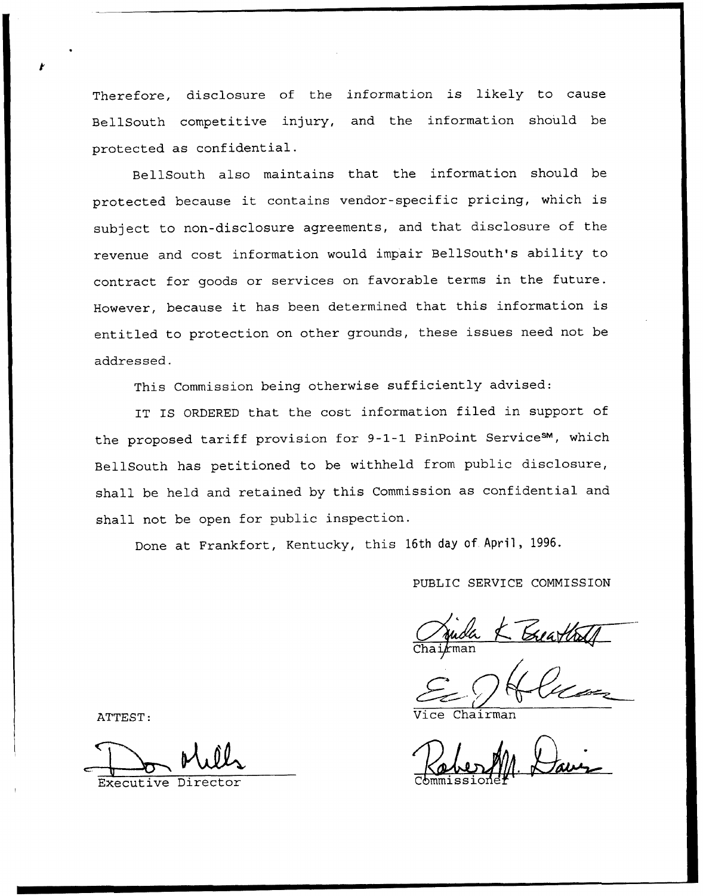Therefore, disclosure of the information is likely to cause BellSouth competitive injury, and the information should be protected as confidential.

BellSouth also maintains that the information should be protected because it contains vendor-specific pricing, which is subject to non-disclosure agreements, and that disclosure of the revenue and cost information would impair BellSouth's ability to contract for goods or services on favorable terms in the future. However, because it has been determined that this information is entitled to protection on other grounds, these issues need not be addressed.

This Commission being otherwise sufficiently advised:

IT IS ORDERED that the cost information filed in support of the proposed tariff provision for 9-1-1 PinPoint Service℠, which BellSouth has petitioned to be withheld from public disclosure, shall be held and retained by this Commission as confidential and shall not be open for public inspection.

Done at Frankfort, Kentucky, this 16th day of April, 1996.

PUBLIC SERVICE COMMISSION

Chairman

Vice Chairman

Commissioner

ATTEST:

Executive Director